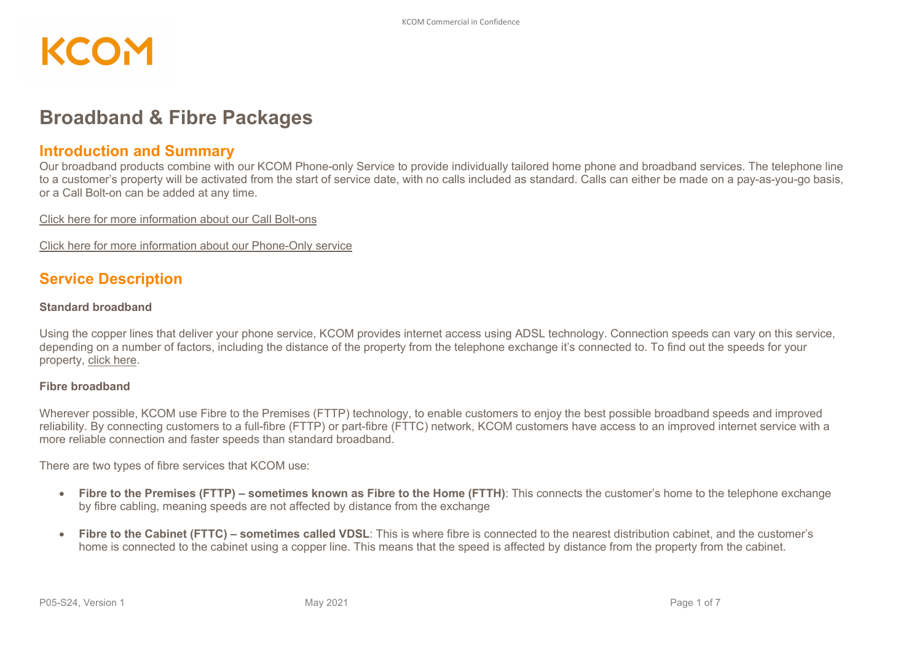KCOM

# Broadband & Fibre Packages

## Introduction and Summary

Our broadband products combine with our KCOM Phone-only Service to provide individually tailored home phone and broadband services. The telephone line to a customer's property will be activated from the start of service date, with no calls included as standard. Calls can either be made on a pay-as-you-go basis, or a Call Bolt-on can be added at any time.

Click here for more information about our Call Bolt-ons

Click here for more information about our Phone-Only service

## Service Description

### Standard broadband

Using the copper lines that deliver your phone service, KCOM provides internet access using ADSL technology. Connection speeds can vary on this service, depending on a number of factors, including the distance of the property from the telephone exchange it's connected to. To find out the speeds for your property, click here.

### Fibre broadband

Wherever possible, KCOM use Fibre to the Premises (FTTP) technology, to enable customers to enjoy the best possible broadband speeds and improved reliability. By connecting customers to a full-fibre (FTTP) or part-fibre (FTTC) network, KCOM customers have access to an improved internet service with a more reliable connection and faster speeds than standard broadband.

There are two types of fibre services that KCOM use:

- **Fibre to the Premises (FTTP) – sometimes known as Fibre to the Home (FTTH)**: This connects the customer's home to the telephone exchange by fibre cabling, meaning speeds are not affected by distance from the exchange

- **Fibre to the Cabinet (FTTC) – sometimes called VDSL**: This is where fibre is connected to the nearest distribution cabinet, and the customer's home is connected to the cabinet using a copper line. This means that the speed is affected by distance from the property from the cabinet.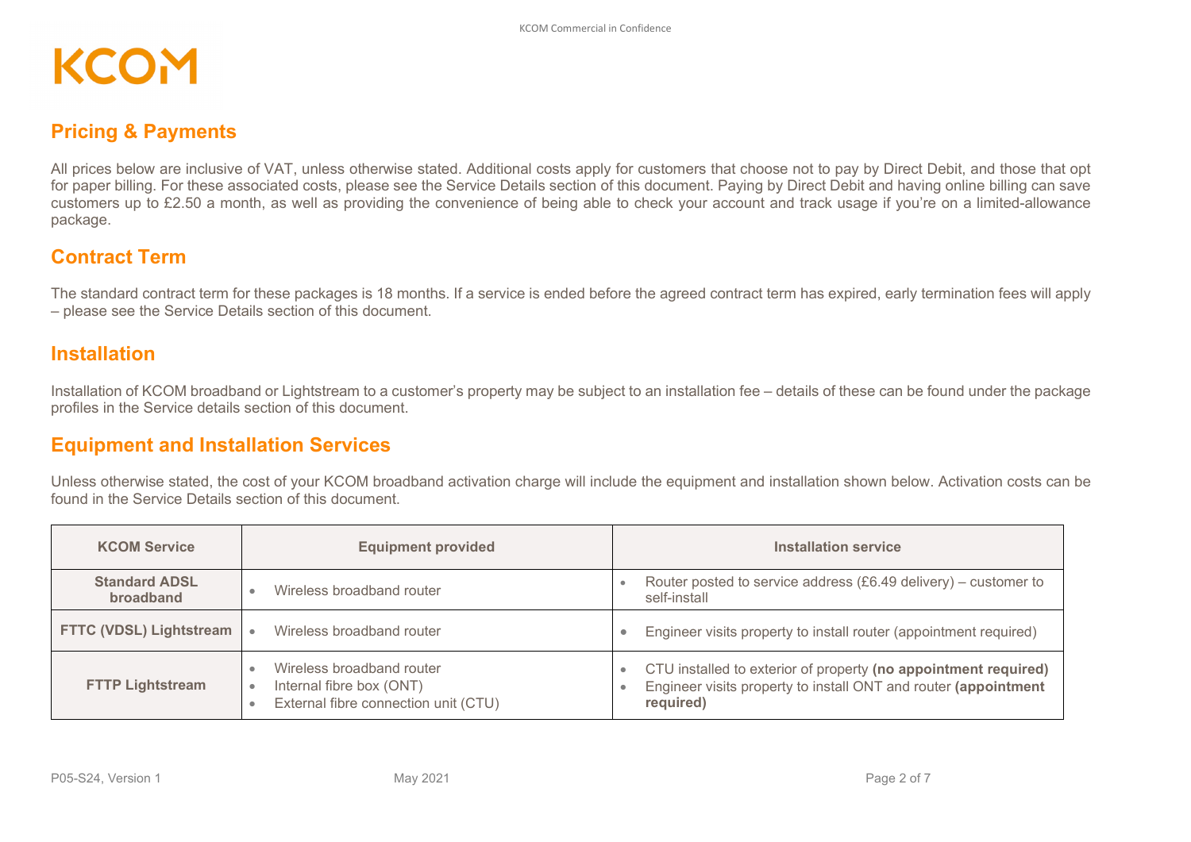## Pricing & Payments

All prices below are inclusive of VAT, unless otherwise stated. Additional costs apply for customers that choose not to pay by Direct Debit, and those that opt for paper billing. For these associated costs, please see the Service Details section of this document. Paying by Direct Debit and having online billing can save customers up to £2.50 a month, as well as providing the convenience of being able to check your account and track usage if you're on a limited-allowance package.

## Contract Term

The standard contract term for these packages is 18 months. If a service is ended before the agreed contract term has expired, early termination fees will apply – please see the Service Details section of this document.

## Installation

Installation of KCOM broadband or Lightstream to a customer's property may be subject to an installation fee – details of these can be found under the package profiles in the Service details section of this document.

## Equipment and Installation Services

Unless otherwise stated, the cost of your KCOM broadband activation charge will include the equipment and installation shown below. Activation costs can be found in the Service Details section of this document.

| KCOM Service | Equipment provided | Installation service |
|---|---|---|
| **Standard ADSL broadband** | • Wireless broadband router | • Router posted to service address (£6.49 delivery) – customer to self-install |
| **FTTC (VDSL) Lightstream** | • Wireless broadband router | • Engineer visits property to install router (appointment required) |
| **FTTP Lightstream** | • Wireless broadband router<br>• Internal fibre box (ONT)<br>• External fibre connection unit (CTU) | • CTU installed to exterior of property **(no appointment required)**<br>• Engineer visits property to install ONT and router **(appointment required)** |

P05-S24, Version 1 May 2021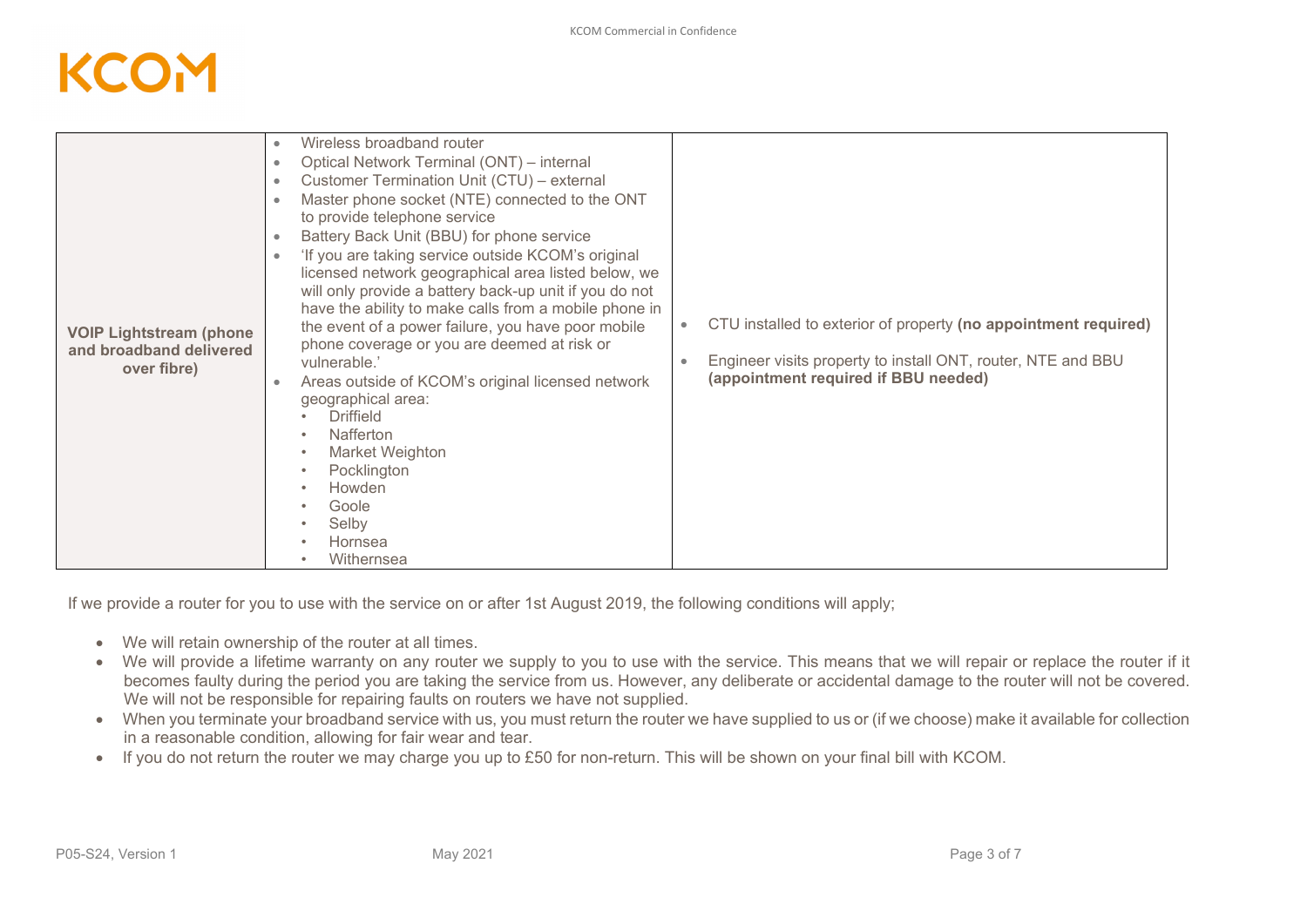| | | |
|---|---|---|
| **VOIP Lightstream (phone and broadband delivered over fibre)** | • Wireless broadband router<br>• Optical Network Terminal (ONT) – internal<br>• Customer Termination Unit (CTU) – external<br>• Master phone socket (NTE) connected to the ONT to provide telephone service<br>• Battery Back Unit (BBU) for phone service<br>• 'If you are taking service outside KCOM's original licensed network geographical area listed below, we will only provide a battery back-up unit if you do not have the ability to make calls from a mobile phone in the event of a power failure, you have poor mobile phone coverage or you are deemed at risk or vulnerable.'<br>• Areas outside of KCOM's original licensed network geographical area:<br>&nbsp;&nbsp;• Driffield<br>&nbsp;&nbsp;• Nafferton<br>&nbsp;&nbsp;• Market Weighton<br>&nbsp;&nbsp;• Pocklington<br>&nbsp;&nbsp;• Howden<br>&nbsp;&nbsp;• Goole<br>&nbsp;&nbsp;• Selby<br>&nbsp;&nbsp;• Hornsea<br>&nbsp;&nbsp;• Withernsea | • CTU installed to exterior of property **(no appointment required)**<br>• Engineer visits property to install ONT, router, NTE and BBU **(appointment required if BBU needed)** |

If we provide a router for you to use with the service on or after 1st August 2019, the following conditions will apply;

- We will retain ownership of the router at all times.
- We will provide a lifetime warranty on any router we supply to you to use with the service. This means that we will repair or replace the router if it becomes faulty during the period you are taking the service from us. However, any deliberate or accidental damage to the router will not be covered. We will not be responsible for repairing faults on routers we have not supplied.
- When you terminate your broadband service with us, you must return the router we have supplied to us or (if we choose) make it available for collection in a reasonable condition, allowing for fair wear and tear.
- If you do not return the router we may charge you up to £50 for non-return. This will be shown on your final bill with KCOM.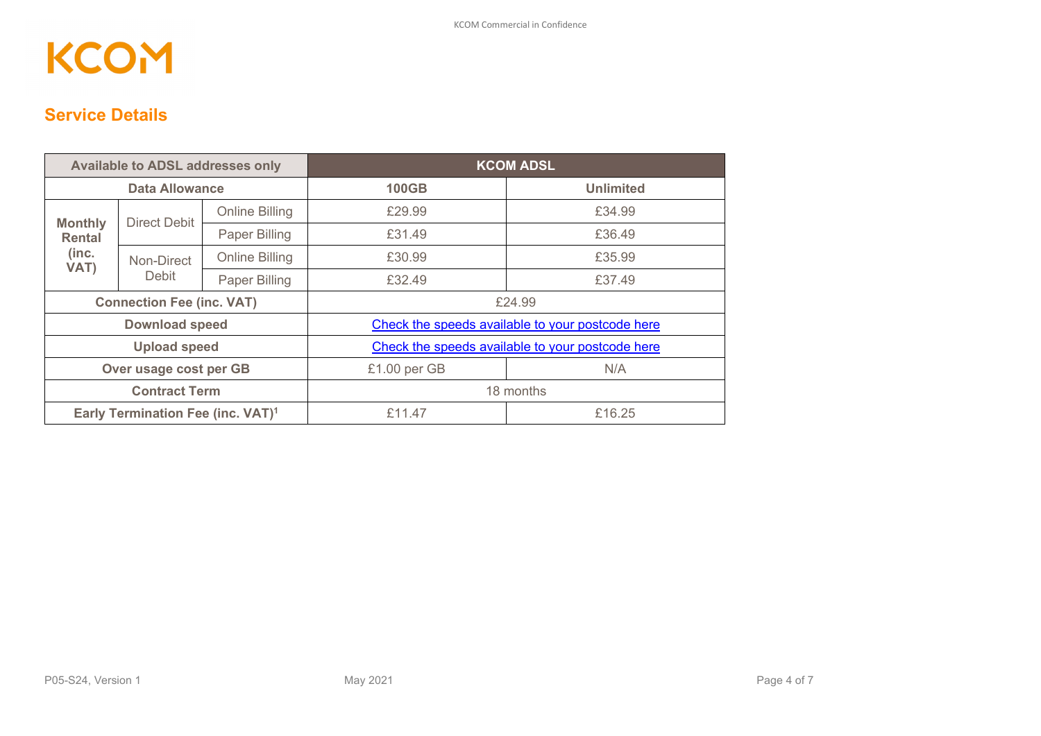KCOM

## Service Details

| Available to ADSL addresses only | | | KCOM ADSL | |
|---|---|---|---|---|
| Data Allowance | | | 100GB | Unlimited |
| Monthly Rental (inc. VAT) | Direct Debit | Online Billing | £29.99 | £34.99 |
| | | Paper Billing | £31.49 | £36.49 |
| | Non-Direct Debit | Online Billing | £30.99 | £35.99 |
| | | Paper Billing | £32.49 | £37.49 |
| Connection Fee (inc. VAT) | | | £24.99 | |
| Download speed | | | Check the speeds available to your postcode here | |
| Upload speed | | | Check the speeds available to your postcode here | |
| Over usage cost per GB | | | £1.00 per GB | N/A |
| Contract Term | | | 18 months | |
| Early Termination Fee (inc. VAT)[1] | | | £11.47 | £16.25 |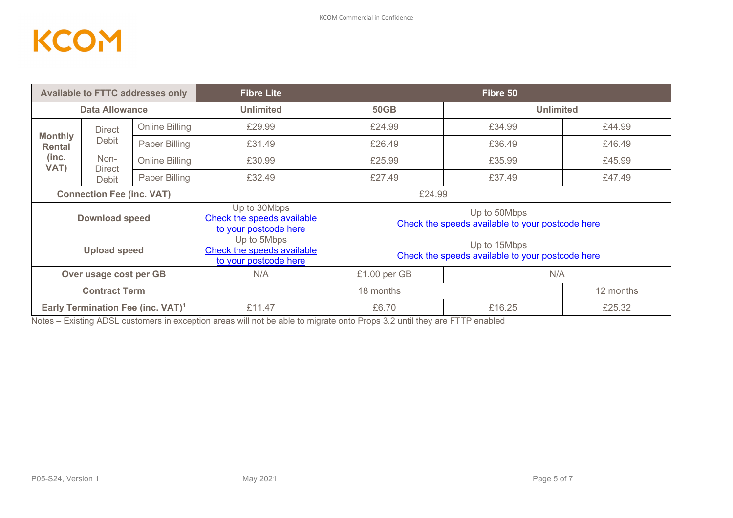| Available to FTTC addresses only | | | Fibre Lite | Fibre 50 | | |
|---|---|---|---|---|---|---|
| Data Allowance | | | Unlimited | 50GB | Unlimited | |
| Monthly Rental (inc. VAT) | Direct Debit | Online Billing | £29.99 | £24.99 | £34.99 | £44.99 |
| | | Paper Billing | £31.49 | £26.49 | £36.49 | £46.49 |
| | Non-Direct Debit | Online Billing | £30.99 | £25.99 | £35.99 | £45.99 |
| | | Paper Billing | £32.49 | £27.49 | £37.49 | £47.49 |
| Connection Fee (inc. VAT) | | | £24.99 | | | |
| Download speed | | | Up to 30Mbps<br>Check the speeds available to your postcode here | Up to 50Mbps<br>Check the speeds available to your postcode here | | |
| Upload speed | | | Up to 5Mbps<br>Check the speeds available to your postcode here | Up to 15Mbps<br>Check the speeds available to your postcode here | | |
| Over usage cost per GB | | | N/A | £1.00 per GB | N/A | |
| Contract Term | | | 18 months | | | 12 months |
| Early Termination Fee (inc. VAT)[1] | | | £11.47 | £6.70 | £16.25 | £25.32 |

Notes – Existing ADSL customers in exception areas will not be able to migrate onto Props 3.2 until they are FTTP enabled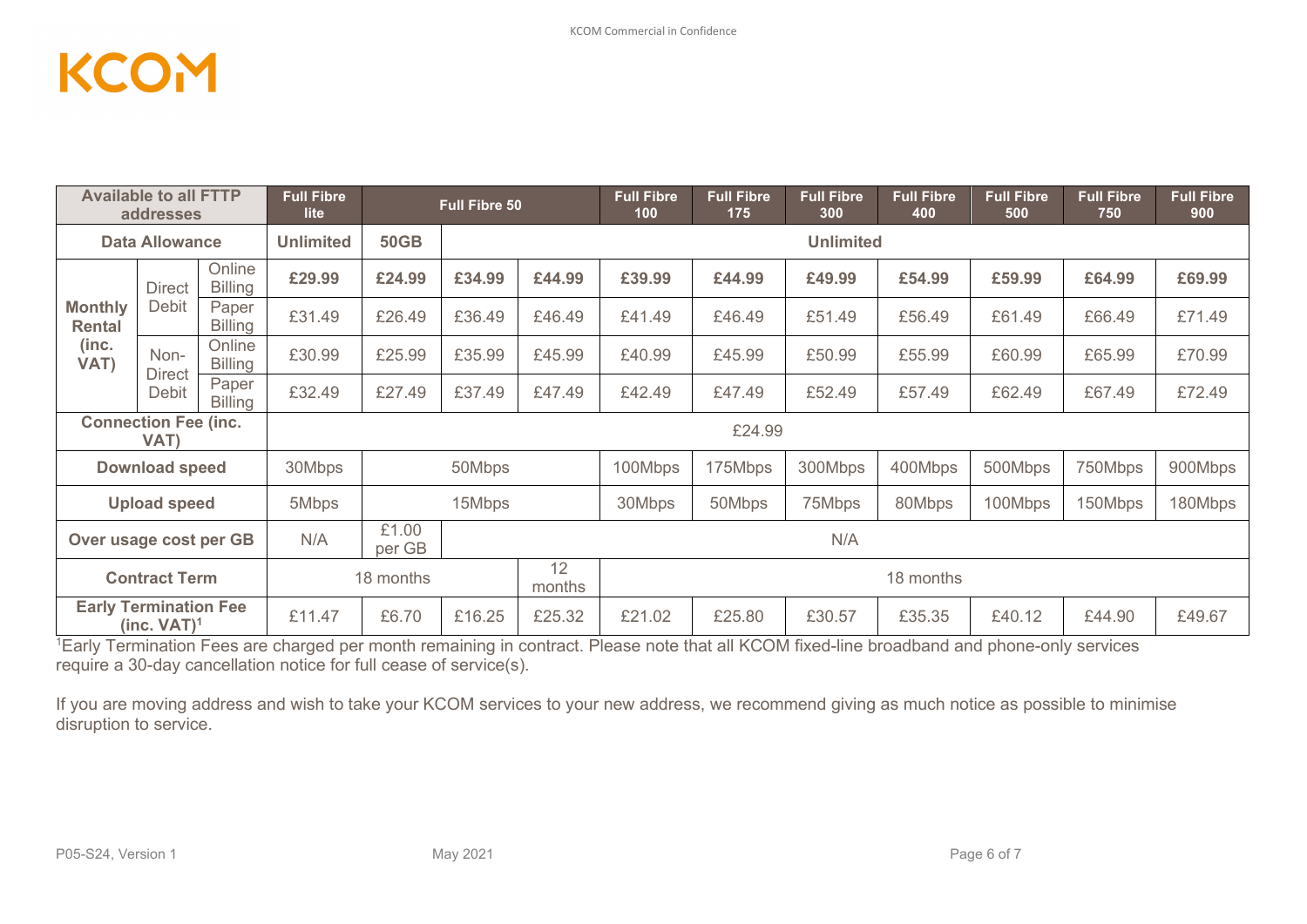| Available to all FTTP addresses | | | Full Fibre lite | Full Fibre 50 | | | Full Fibre 100 | Full Fibre 175 | Full Fibre 300 | Full Fibre 400 | Full Fibre 500 | Full Fibre 750 | Full Fibre 900 |
|---|---|---|---|---|---|---|---|---|---|---|---|---|---|
| **Data Allowance** | | | **Unlimited** | **50GB** | **Unlimited** | | | | | | | | |
| **Monthly Rental (inc. VAT)** | Direct Debit | Online Billing | **£29.99** | **£24.99** | **£34.99** | **£44.99** | **£39.99** | **£44.99** | **£49.99** | **£54.99** | **£59.99** | **£64.99** | **£69.99** |
| | | Paper Billing | £31.49 | £26.49 | £36.49 | £46.49 | £41.49 | £46.49 | £51.49 | £56.49 | £61.49 | £66.49 | £71.49 |
| | Non-Direct Debit | Online Billing | £30.99 | £25.99 | £35.99 | £45.99 | £40.99 | £45.99 | £50.99 | £55.99 | £60.99 | £65.99 | £70.99 |
| | | Paper Billing | £32.49 | £27.49 | £37.49 | £47.49 | £42.49 | £47.49 | £52.49 | £57.49 | £62.49 | £67.49 | £72.49 |
| **Connection Fee (inc. VAT)** | | | £24.99 | | | | | | | | | | |
| **Download speed** | | | 30Mbps | 50Mbps | | | 100Mbps | 175Mbps | 300Mbps | 400Mbps | 500Mbps | 750Mbps | 900Mbps |
| **Upload speed** | | | 5Mbps | 15Mbps | | | 30Mbps | 50Mbps | 75Mbps | 80Mbps | 100Mbps | 150Mbps | 180Mbps |
| **Over usage cost per GB** | | | N/A | £1.00 per GB | N/A | | | | | | | | |
| **Contract Term** | | | 18 months | | | 12 months | 18 months | | | | | | |
| **Early Termination Fee (inc. VAT)[1]** | | | £11.47 | £6.70 | £16.25 | £25.32 | £21.02 | £25.80 | £30.57 | £35.35 | £40.12 | £44.90 | £49.67 |

[1]Early Termination Fees are charged per month remaining in contract. Please note that all KCOM fixed-line broadband and phone-only services require a 30-day cancellation notice for full cease of service(s).

If you are moving address and wish to take your KCOM services to your new address, we recommend giving as much notice as possible to minimise disruption to service.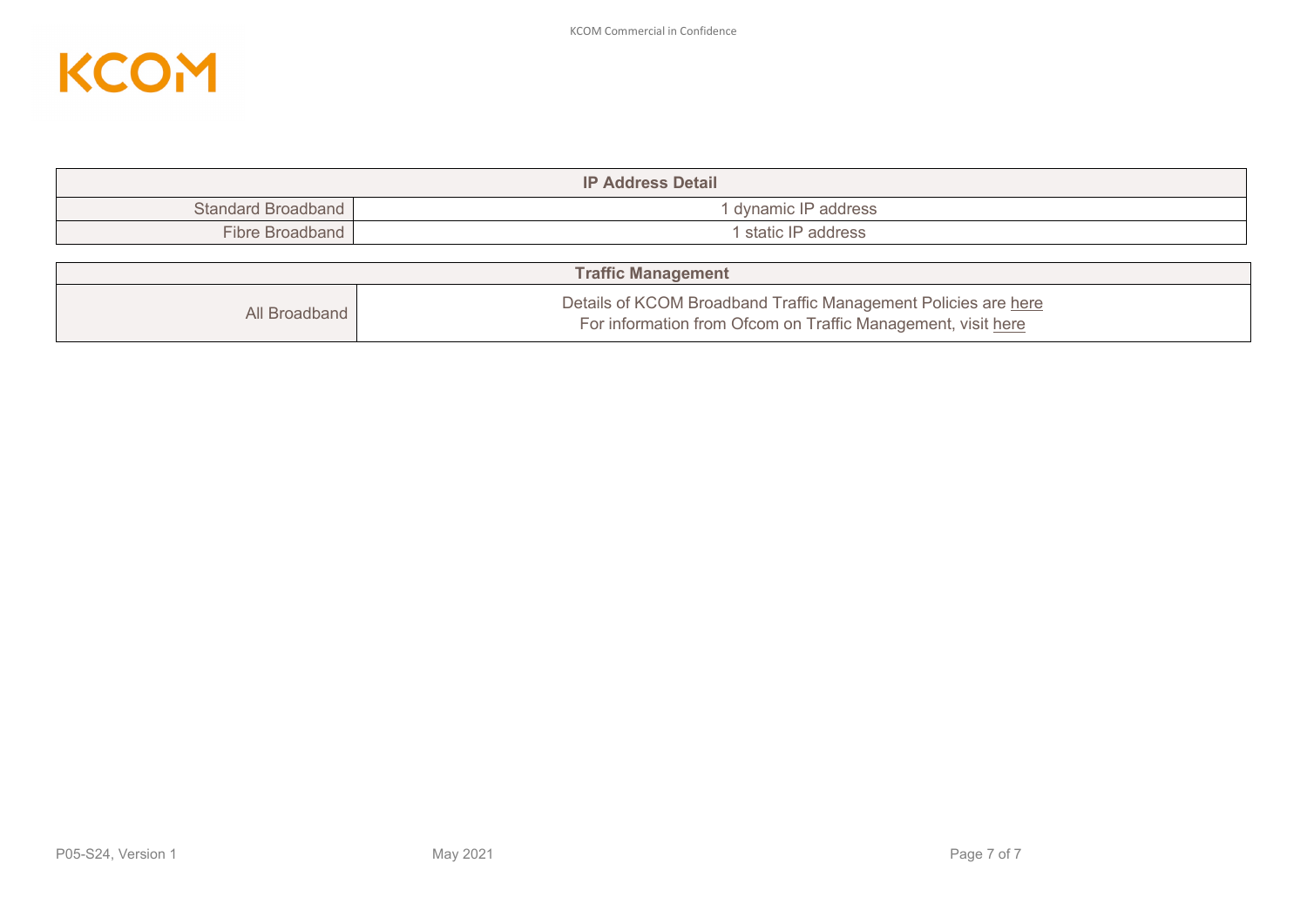| IP Address Detail | |
|---|---|
| Standard Broadband | 1 dynamic IP address |
| Fibre Broadband | 1 static IP address |

| Traffic Management | |
|---|---|
| All Broadband | Details of KCOM Broadband Traffic Management Policies are here<br>For information from Ofcom on Traffic Management, visit here |